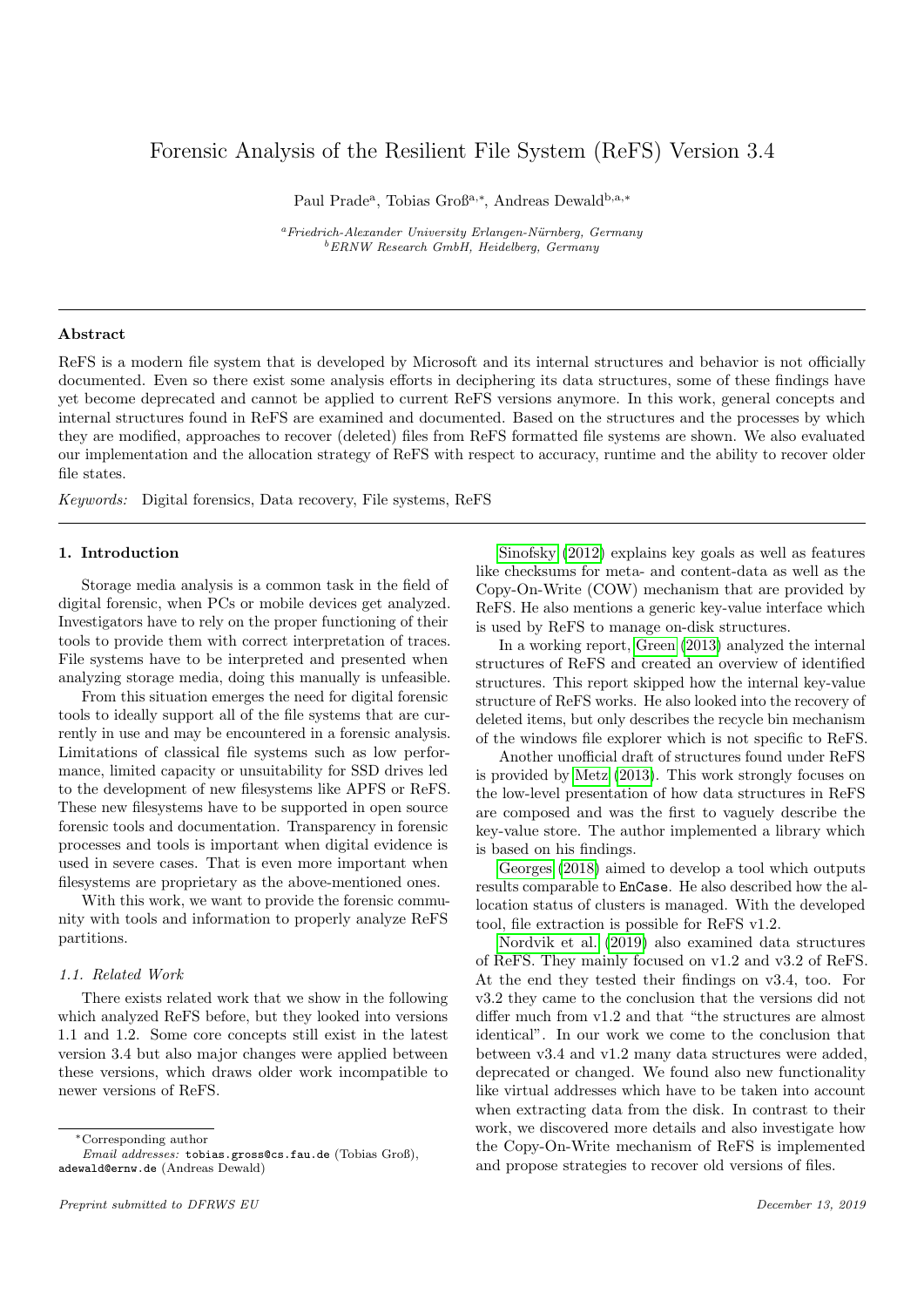# Forensic Analysis of the Resilient File System (ReFS) Version 3.4

Paul Prade[a], Tobias Groß[a,*], Andreas Dewald[b,a,*]

[a] *Friedrich-Alexander University Erlangen-Nürnberg, Germany*
[b] *ERNW Research GmbH, Heidelberg, Germany*

---

## Abstract

ReFS is a modern file system that is developed by Microsoft and its internal structures and behavior is not officially documented. Even so there exist some analysis efforts in deciphering its data structures, some of these findings have yet become deprecated and cannot be applied to current ReFS versions anymore. In this work, general concepts and internal structures found in ReFS are examined and documented. Based on the structures and the processes by which they are modified, approaches to recover (deleted) files from ReFS formatted file systems are shown. We also evaluated our implementation and the allocation strategy of ReFS with respect to accuracy, runtime and the ability to recover older file states.

*Keywords:* Digital forensics, Data recovery, File systems, ReFS

---

## 1. Introduction

Storage media analysis is a common task in the field of digital forensic, when PCs or mobile devices get analyzed. Investigators have to rely on the proper functioning of their tools to provide them with correct interpretation of traces. File systems have to be interpreted and presented when analyzing storage media, doing this manually is unfeasible.

From this situation emerges the need for digital forensic tools to ideally support all of the file systems that are currently in use and may be encountered in a forensic analysis. Limitations of classical file systems such as low performance, limited capacity or unsuitability for SSD drives led to the development of new filesystems like APFS or ReFS. These new filesystems have to be supported in open source forensic tools and documentation. Transparency in forensic processes and tools is important when digital evidence is used in severe cases. That is even more important when filesystems are proprietary as the above-mentioned ones.

With this work, we want to provide the forensic community with tools and information to properly analyze ReFS partitions.

### 1.1. Related Work

There exists related work that we show in the following which analyzed ReFS before, but they looked into versions 1.1 and 1.2. Some core concepts still exist in the latest version 3.4 but also major changes were applied between these versions, which draws older work incompatible to newer versions of ReFS.

Sinofsky (2012) explains key goals as well as features like checksums for meta- and content-data as well as the Copy-On-Write (COW) mechanism that are provided by ReFS. He also mentions a generic key-value interface which is used by ReFS to manage on-disk structures.

In a working report, Green (2013) analyzed the internal structures of ReFS and created an overview of identified structures. This report skipped how the internal key-value structure of ReFS works. He also looked into the recovery of deleted items, but only describes the recycle bin mechanism of the windows file explorer which is not specific to ReFS.

Another unofficial draft of structures found under ReFS is provided by Metz (2013). This work strongly focuses on the low-level presentation of how data structures in ReFS are composed and was the first to vaguely describe the key-value store. The author implemented a library which is based on his findings.

Georges (2018) aimed to develop a tool which outputs results comparable to `EnCase`. He also described how the allocation status of clusters is managed. With the developed tool, file extraction is possible for ReFS v1.2.

Nordvik et al. (2019) also examined data structures of ReFS. They mainly focused on v1.2 and v3.2 of ReFS. At the end they tested their findings on v3.4, too. For v3.2 they came to the conclusion that the versions did not differ much from v1.2 and that "the structures are almost identical". In our work we come to the conclusion that between v3.4 and v1.2 many data structures were added, deprecated or changed. We found also new functionality like virtual addresses which have to be taken into account when extracting data from the disk. In contrast to their work, we discovered more details and also investigate how the Copy-On-Write mechanism of ReFS is implemented and propose strategies to recover old versions of files.

---

*Corresponding author

*Email addresses:* `tobias.gross@cs.fau.de` (Tobias Groß), `adewald@ernw.de` (Andreas Dewald)

*Preprint submitted to DFRWS EU* — *December 13, 2019*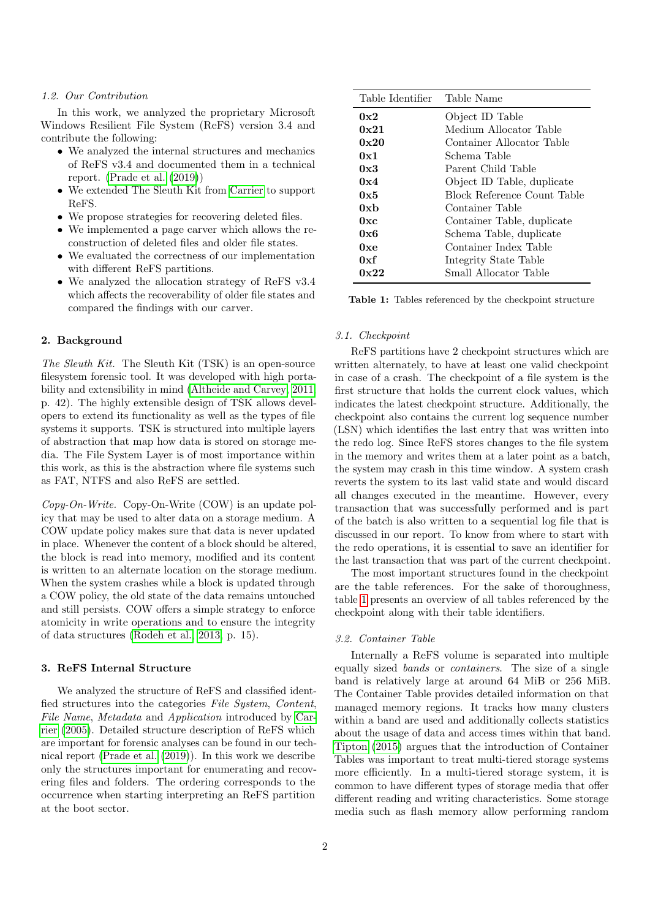### 1.2. Our Contribution

In this work, we analyzed the proprietary Microsoft Windows Resilient File System (ReFS) version 3.4 and contribute the following:

- We analyzed the internal structures and mechanics of ReFS v3.4 and documented them in a technical report. (Prade et al. (2019))
- We extended The Sleuth Kit from Carrier to support ReFS.
- We propose strategies for recovering deleted files.
- We implemented a page carver which allows the reconstruction of deleted files and older file states.
- We evaluated the correctness of our implementation with different ReFS partitions.
- We analyzed the allocation strategy of ReFS v3.4 which affects the recoverability of older file states and compared the findings with our carver.

## 2. Background

*The Sleuth Kit.* The Sleuth Kit (TSK) is an open-source filesystem forensic tool. It was developed with high portability and extensibility in mind (Altheide and Carvey, 2011, p. 42). The highly extensible design of TSK allows developers to extend its functionality as well as the types of file systems it supports. TSK is structured into multiple layers of abstraction that map how data is stored on storage media. The File System Layer is of most importance within this work, as this is the abstraction where file systems such as FAT, NTFS and also ReFS are settled.

*Copy-On-Write.* Copy-On-Write (COW) is an update policy that may be used to alter data on a storage medium. A COW update policy makes sure that data is never updated in place. Whenever the content of a block should be altered, the block is read into memory, modified and its content is written to an alternate location on the storage medium. When the system crashes while a block is updated through a COW policy, the old state of the data remains untouched and still persists. COW offers a simple strategy to enforce atomicity in write operations and to ensure the integrity of data structures (Rodeh et al., 2013, p. 15).

## 3. ReFS Internal Structure

We analyzed the structure of ReFS and classified identified structures into the categories *File System*, *Content*, *File Name*, *Metadata* and *Application* introduced by Carrier (2005). Detailed structure description of ReFS which are important for forensic analyses can be found in our technical report (Prade et al. (2019)). In this work we describe only the structures important for enumerating and recovering files and folders. The ordering corresponds to the occurrence when starting interpreting an ReFS partition at the boot sector.

| Table Identifier | Table Name |
|---|---|
| **0x2** | Object ID Table |
| **0x21** | Medium Allocator Table |
| **0x20** | Container Allocator Table |
| **0x1** | Schema Table |
| **0x3** | Parent Child Table |
| **0x4** | Object ID Table, duplicate |
| **0x5** | Block Reference Count Table |
| **0xb** | Container Table |
| **0xc** | Container Table, duplicate |
| **0x6** | Schema Table, duplicate |
| **0xe** | Container Index Table |
| **0xf** | Integrity State Table |
| **0x22** | Small Allocator Table |

**Table 1:** Tables referenced by the checkpoint structure

### 3.1. Checkpoint

ReFS partitions have 2 checkpoint structures which are written alternately, to have at least one valid checkpoint in case of a crash. The checkpoint of a file system is the first structure that holds the current clock values, which indicates the latest checkpoint structure. Additionally, the checkpoint also contains the current log sequence number (LSN) which identifies the last entry that was written into the redo log. Since ReFS stores changes to the file system in the memory and writes them at a later point as a batch, the system may crash in this time window. A system crash reverts the system to its last valid state and would discard all changes executed in the meantime. However, every transaction that was successfully performed and is part of the batch is also written to a sequential log file that is discussed in our report. To know from where to start with the redo operations, it is essential to save an identifier for the last transaction that was part of the current checkpoint.

The most important structures found in the checkpoint are the table references. For the sake of thoroughness, table 1 presents an overview of all tables referenced by the checkpoint along with their table identifiers.

### 3.2. Container Table

Internally a ReFS volume is separated into multiple equally sized *bands* or *containers*. The size of a single band is relatively large at around 64 MiB or 256 MiB. The Container Table provides detailed information on that managed memory regions. It tracks how many clusters within a band are used and additionally collects statistics about the usage of data and access times within that band. Tipton (2015) argues that the introduction of Container Tables was important to treat multi-tiered storage systems more efficiently. In a multi-tiered storage system, it is common to have different types of storage media that offer different reading and writing characteristics. Some storage media such as flash memory allow performing random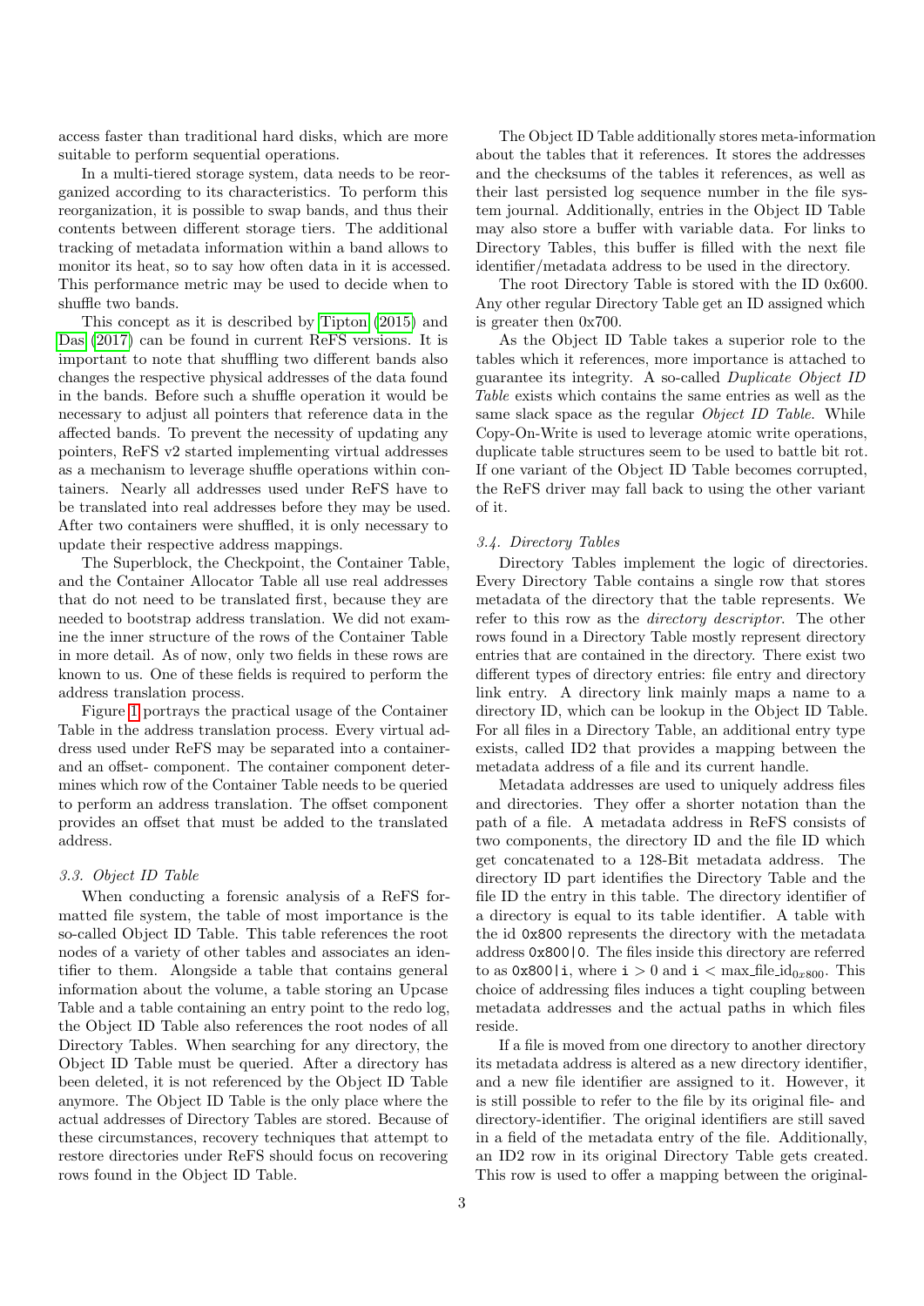access faster than traditional hard disks, which are more suitable to perform sequential operations.

In a multi-tiered storage system, data needs to be reorganized according to its characteristics. To perform this reorganization, it is possible to swap bands, and thus their contents between different storage tiers. The additional tracking of metadata information within a band allows to monitor its heat, so to say how often data in it is accessed. This performance metric may be used to decide when to shuffle two bands.

This concept as it is described by Tipton (2015) and Das (2017) can be found in current ReFS versions. It is important to note that shuffling two different bands also changes the respective physical addresses of the data found in the bands. Before such a shuffle operation it would be necessary to adjust all pointers that reference data in the affected bands. To prevent the necessity of updating any pointers, ReFS v2 started implementing virtual addresses as a mechanism to leverage shuffle operations within containers. Nearly all addresses used under ReFS have to be translated into real addresses before they may be used. After two containers were shuffled, it is only necessary to update their respective address mappings.

The Superblock, the Checkpoint, the Container Table, and the Container Allocator Table all use real addresses that do not need to be translated first, because they are needed to bootstrap address translation. We did not examine the inner structure of the rows of the Container Table in more detail. As of now, only two fields in these rows are known to us. One of these fields is required to perform the address translation process.

Figure 1 portrays the practical usage of the Container Table in the address translation process. Every virtual address used under ReFS may be separated into a container- and an offset- component. The container component determines which row of the Container Table needs to be queried to perform an address translation. The offset component provides an offset that must be added to the translated address.

### 3.3. Object ID Table

When conducting a forensic analysis of a ReFS formatted file system, the table of most importance is the so-called Object ID Table. This table references the root nodes of a variety of other tables and associates an identifier to them. Alongside a table that contains general information about the volume, a table storing an Upcase Table and a table containing an entry point to the redo log, the Object ID Table also references the root nodes of all Directory Tables. When searching for any directory, the Object ID Table must be queried. After a directory has been deleted, it is not referenced by the Object ID Table anymore. The Object ID Table is the only place where the actual addresses of Directory Tables are stored. Because of these circumstances, recovery techniques that attempt to restore directories under ReFS should focus on recovering rows found in the Object ID Table.

The Object ID Table additionally stores meta-information about the tables that it references. It stores the addresses and the checksums of the tables it references, as well as their last persisted log sequence number in the file system journal. Additionally, entries in the Object ID Table may also store a buffer with variable data. For links to Directory Tables, this buffer is filled with the next file identifier/metadata address to be used in the directory.

The root Directory Table is stored with the ID 0x600. Any other regular Directory Table get an ID assigned which is greater then 0x700.

As the Object ID Table takes a superior role to the tables which it references, more importance is attached to guarantee its integrity. A so-called *Duplicate Object ID Table* exists which contains the same entries as well as the same slack space as the regular *Object ID Table*. While Copy-On-Write is used to leverage atomic write operations, duplicate table structures seem to be used to battle bit rot. If one variant of the Object ID Table becomes corrupted, the ReFS driver may fall back to using the other variant of it.

### 3.4. Directory Tables

Directory Tables implement the logic of directories. Every Directory Table contains a single row that stores metadata of the directory that the table represents. We refer to this row as the *directory descriptor*. The other rows found in a Directory Table mostly represent directory entries that are contained in the directory. There exist two different types of directory entries: file entry and directory link entry. A directory link mainly maps a name to a directory ID, which can be lookup in the Object ID Table. For all files in a Directory Table, an additional entry type exists, called ID2 that provides a mapping between the metadata address of a file and its current handle.

Metadata addresses are used to uniquely address files and directories. They offer a shorter notation than the path of a file. A metadata address in ReFS consists of two components, the directory ID and the file ID which get concatenated to a 128-Bit metadata address. The directory ID part identifies the Directory Table and the file ID the entry in this table. The directory identifier of a directory is equal to its table identifier. A table with the id `0x800` represents the directory with the metadata address `0x800|0`. The files inside this directory are referred to as `0x800|i`, where $\mathtt{i} > 0$ and $\mathtt{i} < \text{max\_file\_id}_{0x800}$. This choice of addressing files induces a tight coupling between metadata addresses and the actual paths in which files reside.

If a file is moved from one directory to another directory its metadata address is altered as a new directory identifier, and a new file identifier are assigned to it. However, it is still possible to refer to the file by its original file- and directory-identifier. The original identifiers are still saved in a field of the metadata entry of the file. Additionally, an ID2 row in its original Directory Table gets created. This row is used to offer a mapping between the original-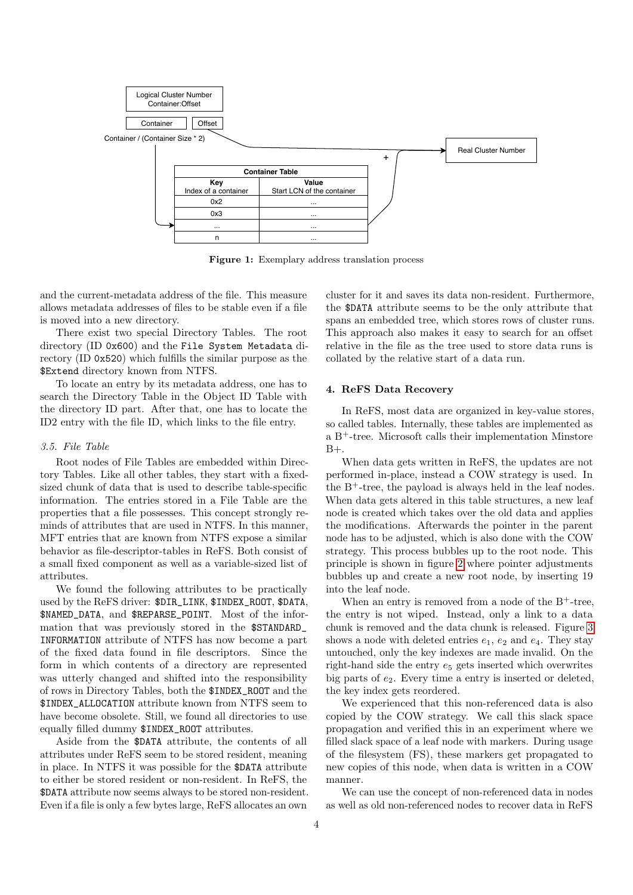Figure 1: Exemplary address translation process

and the current-metadata address of the file. This measure allows metadata addresses of files to be stable even if a file is moved into a new directory.

There exist two special Directory Tables. The root directory (ID 0x600) and the `File System Metadata` directory (ID 0x520) which fulfills the similar purpose as the `$Extend` directory known from NTFS.

To locate an entry by its metadata address, one has to search the Directory Table in the Object ID Table with the directory ID part. After that, one has to locate the ID2 entry with the file ID, which links to the file entry.

### 3.5. File Table

Root nodes of File Tables are embedded within Directory Tables. Like all other tables, they start with a fixed-sized chunk of data that is used to describe table-specific information. The entries stored in a File Table are the properties that a file possesses. This concept strongly reminds of attributes that are used in NTFS. In this manner, MFT entries that are known from NTFS expose a similar behavior as file-descriptor-tables in ReFS. Both consist of a small fixed component as well as a variable-sized list of attributes.

We found the following attributes to be practically used by the ReFS driver: `$DIR_LINK`, `$INDEX_ROOT`, `$DATA`, `$NAMED_DATA`, and `$REPARSE_POINT`. Most of the information that was previously stored in the `$STANDARD_INFORMATION` attribute of NTFS has now become a part of the fixed data found in file descriptors. Since the form in which contents of a directory are represented was utterly changed and shifted into the responsibility of rows in Directory Tables, both the `$INDEX_ROOT` and the `$INDEX_ALLOCATION` attribute known from NTFS seem to have become obsolete. Still, we found all directories to use equally filled dummy `$INDEX_ROOT` attributes.

Aside from the `$DATA` attribute, the contents of all attributes under ReFS seem to be stored resident, meaning in place. In NTFS it was possible for the `$DATA` attribute to either be stored resident or non-resident. In ReFS, the `$DATA` attribute now seems always to be stored non-resident. Even if a file is only a few bytes large, ReFS allocates an own cluster for it and saves its data non-resident. Furthermore, the `$DATA` attribute seems to be the only attribute that spans an embedded tree, which stores rows of cluster runs. This approach also makes it easy to search for an offset relative in the file as the tree used to store data runs is collated by the relative start of a data run.

## 4. ReFS Data Recovery

In ReFS, most data are organized in key-value stores, so called tables. Internally, these tables are implemented as a $B^+$-tree. Microsoft calls their implementation Minstore B+.

When data gets written in ReFS, the updates are not performed in-place, instead a COW strategy is used. In the $B^+$-tree, the payload is always held in the leaf nodes. When data gets altered in this table structures, a new leaf node is created which takes over the old data and applies the modifications. Afterwards the pointer in the parent node has to be adjusted, which is also done with the COW strategy. This process bubbles up to the root node. This principle is shown in figure 2 where pointer adjustments bubbles up and create a new root node, by inserting 19 into the leaf node.

When an entry is removed from a node of the $B^+$-tree, the entry is not wiped. Instead, only a link to a data chunk is removed and the data chunk is released. Figure 3 shows a node with deleted entries $e_1$, $e_2$ and $e_4$. They stay untouched, only the key indexes are made invalid. On the right-hand side the entry $e_5$ gets inserted which overwrites big parts of $e_2$. Every time a entry is inserted or deleted, the key index gets reordered.

We experienced that this non-referenced data is also copied by the COW strategy. We call this slack space propagation and verified this in an experiment where we filled slack space of a leaf node with markers. During usage of the filesystem (FS), these markers get propagated to new copies of this node, when data is written in a COW manner.

We can use the concept of non-referenced data in nodes as well as old non-referenced nodes to recover data in ReFS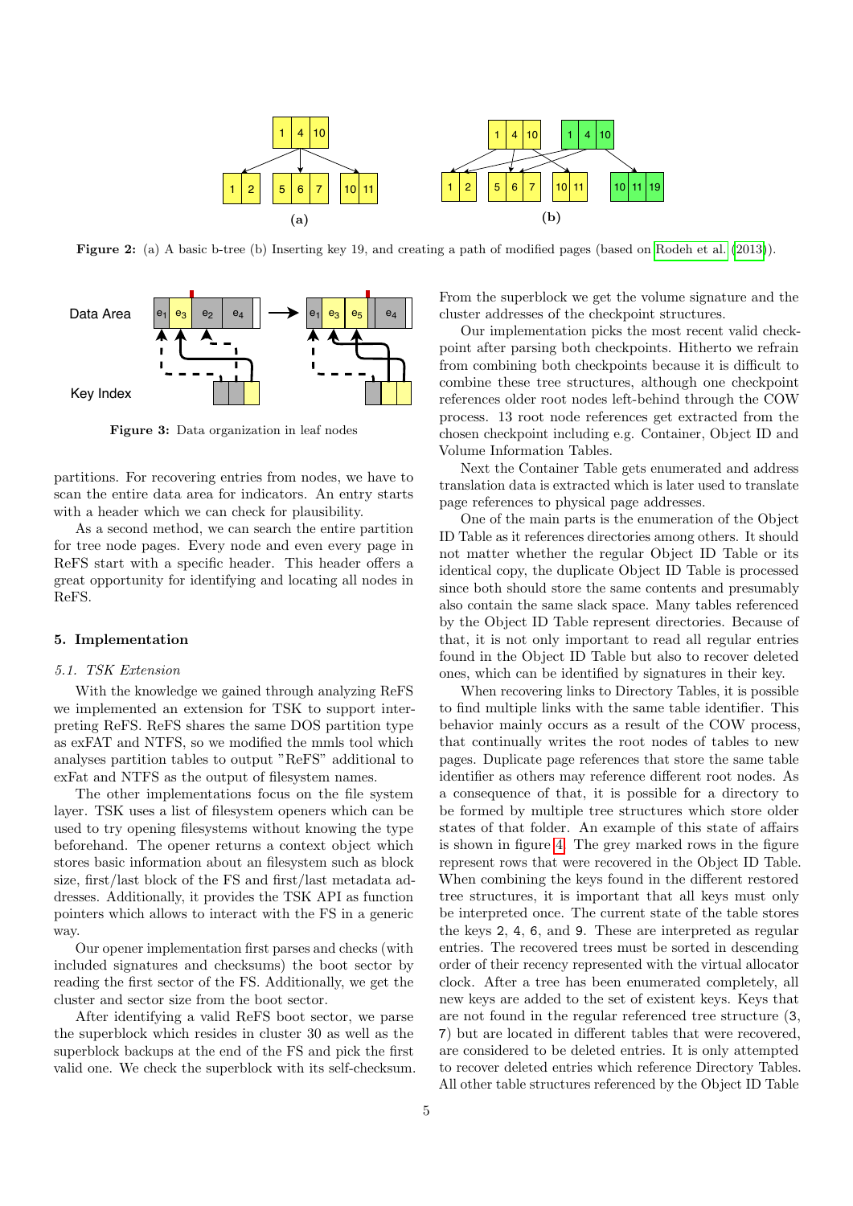**Figure 2:** (a) A basic b-tree (b) Inserting key 19, and creating a path of modified pages (based on Rodeh et al. (2013)).

**Figure 3:** Data organization in leaf nodes

partitions. For recovering entries from nodes, we have to scan the entire data area for indicators. An entry starts with a header which we can check for plausibility.

As a second method, we can search the entire partition for tree node pages. Every node and even every page in ReFS start with a specific header. This header offers a great opportunity for identifying and locating all nodes in ReFS.

## 5. Implementation

### 5.1. TSK Extension

With the knowledge we gained through analyzing ReFS we implemented an extension for TSK to support interpreting ReFS. ReFS shares the same DOS partition type as exFAT and NTFS, so we modified the mmls tool which analyses partition tables to output "ReFS" additional to exFat and NTFS as the output of filesystem names.

The other implementations focus on the file system layer. TSK uses a list of filesystem openers which can be used to try opening filesystems without knowing the type beforehand. The opener returns a context object which stores basic information about an filesystem such as block size, first/last block of the FS and first/last metadata adresses. Additionally, it provides the TSK API as function pointers which allows to interact with the FS in a generic way.

Our opener implementation first parses and checks (with included signatures and checksums) the boot sector by reading the first sector of the FS. Additionally, we get the cluster and sector size from the boot sector.

After identifying a valid ReFS boot sector, we parse the superblock which resides in cluster 30 as well as the superblock backups at the end of the FS and pick the first valid one. We check the superblock with its self-checksum. From the superblock we get the volume signature and the cluster addresses of the checkpoint structures.

Our implementation picks the most recent valid checkpoint after parsing both checkpoints. Hitherto we refrain from combining both checkpoints because it is difficult to combine these tree structures, although one checkpoint references older root nodes left-behind through the COW process. 13 root node references get extracted from the chosen checkpoint including e.g. Container, Object ID and Volume Information Tables.

Next the Container Table gets enumerated and address translation data is extracted which is later used to translate page references to physical page addresses.

One of the main parts is the enumeration of the Object ID Table as it references directories among others. It should not matter whether the regular Object ID Table or its identical copy, the duplicate Object ID Table is processed since both should store the same contents and presumably also contain the same slack space. Many tables referenced by the Object ID Table represent directories. Because of that, it is not only important to read all regular entries found in the Object ID Table but also to recover deleted ones, which can be identified by signatures in their key.

When recovering links to Directory Tables, it is possible to find multiple links with the same table identifier. This behavior mainly occurs as a result of the COW process, that continually writes the root nodes of tables to new pages. Duplicate page references that store the same table identifier as others may reference different root nodes. As a consequence of that, it is possible for a directory to be formed by multiple tree structures which store older states of that folder. An example of this state of affairs is shown in figure 4. The grey marked rows in the figure represent rows that were recovered in the Object ID Table. When combining the keys found in the different restored tree structures, it is important that all keys must only be interpreted once. The current state of the table stores the keys `2`, `4`, `6`, and `9`. These are interpreted as regular entries. The recovered trees must be sorted in descending order of their recency represented with the virtual allocator clock. After a tree has been enumerated completely, all new keys are added to the set of existent keys. Keys that are not found in the regular referenced tree structure (`3`, `7`) but are located in different tables that were recovered, are considered to be deleted entries. It is only attempted to recover deleted entries which reference Directory Tables. All other table structures referenced by the Object ID Table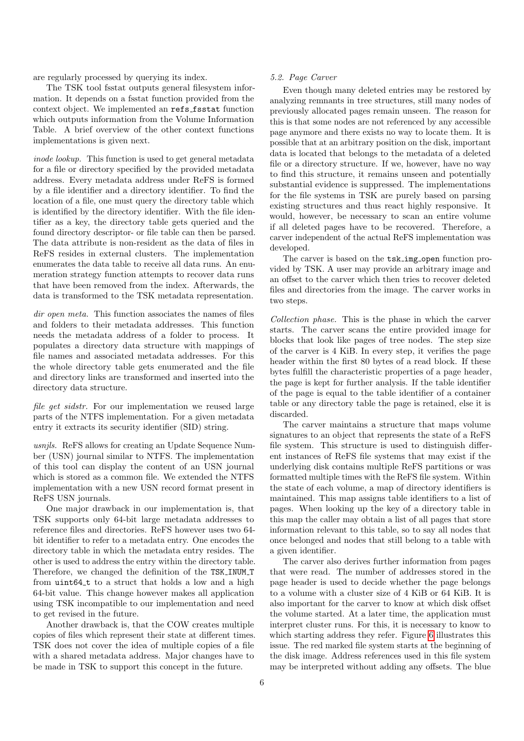are regularly processed by querying its index.

The TSK tool fsstat outputs general filesystem information. It depends on a fsstat function provided from the context object. We implemented an `refs_fsstat` function which outputs information from the Volume Information Table. A brief overview of the other context functions implementations is given next.

*inode lookup.* This function is used to get general metadata for a file or directory specified by the provided metadata address. Every metadata address under ReFS is formed by a file identifier and a directory identifier. To find the location of a file, one must query the directory table which is identified by the directory identifier. With the file identifier as a key, the directory table gets queried and the found directory descriptor- or file table can then be parsed. The data attribute is non-resident as the data of files in ReFS resides in external clusters. The implementation enumerates the data table to receive all data runs. An enumeration strategy function attempts to recover data runs that have been removed from the index. Afterwards, the data is transformed to the TSK metadata representation.

*dir open meta.* This function associates the names of files and folders to their metadata addresses. This function needs the metadata address of a folder to process. It populates a directory data structure with mappings of file names and associated metadata addresses. For this the whole directory table gets enumerated and the file and directory links are transformed and inserted into the directory data structure.

*file get sidstr.* For our implementation we reused large parts of the NTFS implementation. For a given metadata entry it extracts its security identifier (SID) string.

*usnjls.* ReFS allows for creating an Update Sequence Number (USN) journal similar to NTFS. The implementation of this tool can display the content of an USN journal which is stored as a common file. We extended the NTFS implementation with a new USN record format present in ReFS USN journals.

One major drawback in our implementation is, that TSK supports only 64-bit large metadata addresses to reference files and directories. ReFS however uses two 64-bit identifier to refer to a metadata entry. One encodes the directory table in which the metadata entry resides. The other is used to address the entry within the directory table. Therefore, we changed the definition of the `TSK_INUM_T` from `uint64_t` to a struct that holds a low and a high 64-bit value. This change however makes all application using TSK incompatible to our implementation and need to get revised in the future.

Another drawback is, that the COW creates multiple copies of files which represent their state at different times. TSK does not cover the idea of multiple copies of a file with a shared metadata address. Major changes have to be made in TSK to support this concept in the future.

### 5.2. Page Carver

Even though many deleted entries may be restored by analyzing remnants in tree structures, still many nodes of previously allocated pages remain unseen. The reason for this is that some nodes are not referenced by any accessible page anymore and there exists no way to locate them. It is possible that at an arbitrary position on the disk, important data is located that belongs to the metadata of a deleted file or a directory structure. If we, however, have no way to find this structure, it remains unseen and potentially substantial evidence is suppressed. The implementations for the file systems in TSK are purely based on parsing existing structures and thus react highly responsive. It would, however, be necessary to scan an entire volume if all deleted pages have to be recovered. Therefore, a carver independent of the actual ReFS implementation was developed.

The carver is based on the `tsk_img_open` function provided by TSK. A user may provide an arbitrary image and an offset to the carver which then tries to recover deleted files and directories from the image. The carver works in two steps.

*Collection phase.* This is the phase in which the carver starts. The carver scans the entire provided image for blocks that look like pages of tree nodes. The step size of the carver is 4 KiB. In every step, it verifies the page header within the first 80 bytes of a read block. If these bytes fulfill the characteristic properties of a page header, the page is kept for further analysis. If the table identifier of the page is equal to the table identifier of a container table or any directory table the page is retained, else it is discarded.

The carver maintains a structure that maps volume signatures to an object that represents the state of a ReFS file system. This structure is used to distinguish different instances of ReFS file systems that may exist if the underlying disk contains multiple ReFS partitions or was formatted multiple times with the ReFS file system. Within the state of each volume, a map of directory identifiers is maintained. This map assigns table identifiers to a list of pages. When looking up the key of a directory table in this map the caller may obtain a list of all pages that store information relevant to this table, so to say all nodes that once belonged and nodes that still belong to a table with a given identifier.

The carver also derives further information from pages that were read. The number of addresses stored in the page header is used to decide whether the page belongs to a volume with a cluster size of 4 KiB or 64 KiB. It is also important for the carver to know at which disk offset the volume started. At a later time, the application must interpret cluster runs. For this, it is necessary to know to which starting address they refer. Figure 6 illustrates this issue. The red marked file system starts at the beginning of the disk image. Address references used in this file system may be interpreted without adding any offsets. The blue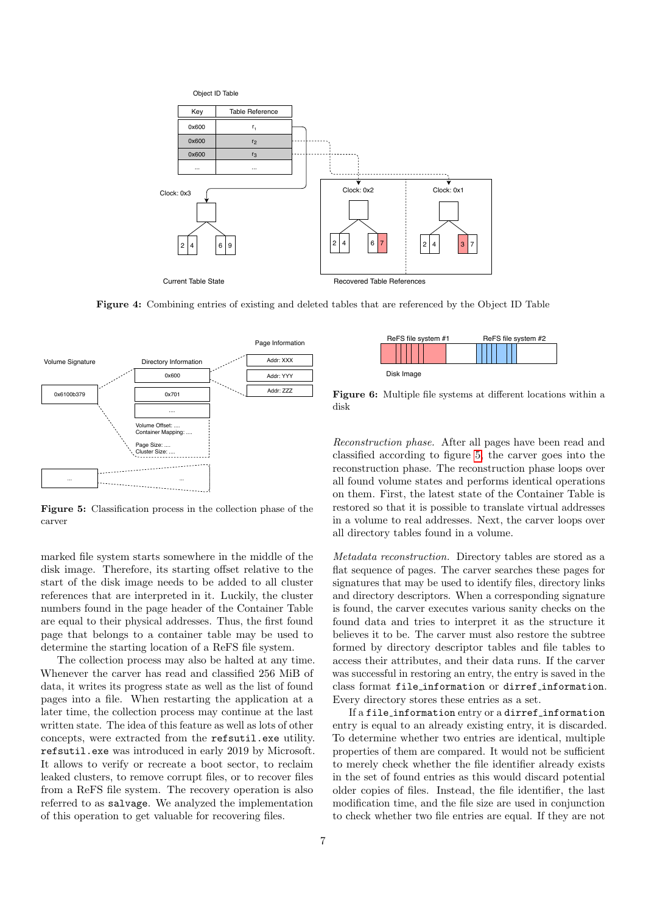**Figure 4:** Combining entries of existing and deleted tables that are referenced by the Object ID Table

**Figure 5:** Classification process in the collection phase of the carver

**Figure 6:** Multiple file systems at different locations within a disk

marked file system starts somewhere in the middle of the disk image. Therefore, its starting offset relative to the start of the disk image needs to be added to all cluster references that are interpreted in it. Luckily, the cluster numbers found in the page header of the Container Table are equal to their physical addresses. Thus, the first found page that belongs to a container table may be used to determine the starting location of a ReFS file system.

The collection process may also be halted at any time. Whenever the carver has read and classified 256 MiB of data, it writes its progress state as well as the list of found pages into a file. When restarting the application at a later time, the collection process may continue at the last written state. The idea of this feature as well as lots of other concepts, were extracted from the `refsutil.exe` utility. `refsutil.exe` was introduced in early 2019 by Microsoft. It allows to verify or recreate a boot sector, to reclaim leaked clusters, to remove corrupt files, or to recover files from a ReFS file system. The recovery operation is also referred to as `salvage`. We analyzed the implementation of this operation to get valuable for recovering files.

*Reconstruction phase.* After all pages have been read and classified according to figure 5, the carver goes into the reconstruction phase. The reconstruction phase loops over all found volume states and performs identical operations on them. First, the latest state of the Container Table is restored so that it is possible to translate virtual addresses in a volume to real addresses. Next, the carver loops over all directory tables found in a volume.

*Metadata reconstruction.* Directory tables are stored as a flat sequence of pages. The carver searches these pages for signatures that may be used to identify files, directory links and directory descriptors. When a corresponding signature is found, the carver executes various sanity checks on the found data and tries to interpret it as the structure it believes it to be. The carver must also restore the subtree formed by directory descriptor tables and file tables to access their attributes, and their data runs. If the carver was successful in restoring an entry, the entry is saved in the class format `file_information` or `dirref_information`. Every directory stores these entries as a set.

If a `file_information` entry or a `dirref_information` entry is equal to an already existing entry, it is discarded. To determine whether two entries are identical, multiple properties of them are compared. It would not be sufficient to merely check whether the file identifier already exists in the set of found entries as this would discard potential older copies of files. Instead, the file identifier, the last modification time, and the file size are used in conjunction to check whether two file entries are equal. If they are not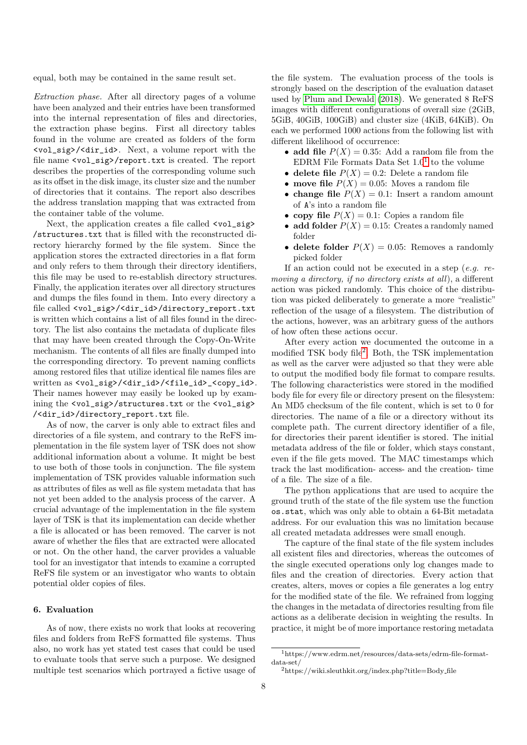equal, both may be contained in the same result set.

*Extraction phase.* After all directory pages of a volume have been analyzed and their entries have been transformed into the internal representation of files and directories, the extraction phase begins. First all directory tables found in the volume are created as folders of the form `<vol_sig>/<dir_id>`. Next, a volume report with the file name `<vol_sig>/report.txt` is created. The report describes the properties of the corresponding volume such as its offset in the disk image, its cluster size and the number of directories that it contains. The report also describes the address translation mapping that was extracted from the container table of the volume.

Next, the application creates a file called `<vol_sig>/structures.txt` that is filled with the reconstructed directory hierarchy formed by the file system. Since the application stores the extracted directories in a flat form and only refers to them through their directory identifiers, this file may be used to re-establish directory structures. Finally, the application iterates over all directory structures and dumps the files found in them. Into every directory a file called `<vol_sig>/<dir_id>/directory_report.txt` is written which contains a list of all files found in the directory. The list also contains the metadata of duplicate files that may have been created through the Copy-On-Write mechanism. The contents of all files are finally dumped into the corresponding directory. To prevent naming conflicts among restored files that utilize identical file names files are written as `<vol_sig>/<dir_id>/<file_id>_<copy_id>`. Their names however may easily be looked up by examining the `<vol_sig>/structures.txt` or the `<vol_sig>/<dir_id>/directory_report.txt` file.

As of now, the carver is only able to extract files and directories of a file system, and contrary to the ReFS implementation in the file system layer of TSK does not show additional information about a volume. It might be best to use both of those tools in conjunction. The file system implementation of TSK provides valuable information such as attributes of files as well as file system metadata that has not yet been added to the analysis process of the carver. A crucial advantage of the implementation in the file system layer of TSK is that its implementation can decide whether a file is allocated or has been removed. The carver is not aware of whether the files that are extracted were allocated or not. On the other hand, the carver provides a valuable tool for an investigator that intends to examine a corrupted ReFS file system or an investigator who wants to obtain potential older copies of files.

## 6. Evaluation

As of now, there exists no work that looks at recovering files and folders from ReFS formatted file systems. Thus also, no work has yet stated test cases that could be used to evaluate tools that serve such a purpose. We designed multiple test scenarios which portrayed a fictive usage of the file system. The evaluation process of the tools is strongly based on the description of the evaluation dataset used by Plum and Dewald (2018). We generated 8 ReFS images with different configurations of overall size (2GiB, 5GiB, 40GiB, 100GiB) and cluster size (4KiB, 64KiB). On each we performed 1000 actions from the following list with different likelihood of occurrence:

- **add file** $P(X) = 0.35$: Add a random file from the EDRM File Formats Data Set 1.0[1] to the volume
- **delete file** $P(X) = 0.2$: Delete a random file
- **move file** $P(X) = 0.05$: Moves a random file
- **change file** $P(X) = 0.1$: Insert a random amount of `A`'s into a random file
- **copy file** $P(X) = 0.1$: Copies a random file
- **add folder** $P(X) = 0.15$: Creates a randomly named folder
- **delete folder** $P(X) = 0.05$: Removes a randomly picked folder

If an action could not be executed in a step (*e.g. removing a directory, if no directory exists at all*), a different action was picked randomly. This choice of the distribution was picked deliberately to generate a more "realistic" reflection of the usage of a filesystem. The distribution of the actions, however, was an arbitrary guess of the authors of how often these actions occur.

After every action we documented the outcome in a modified TSK body file[2]. Both, the TSK implementation as well as the carver were adjusted so that they were able to output the modified body file format to compare results. The following characteristics were stored in the modified body file for every file or directory present on the filesystem: An MD5 checksum of the file content, which is set to 0 for directories. The name of a file or a directory without its complete path. The current directory identifier of a file, for directories their parent identifier is stored. The initial metadata address of the file or folder, which stays constant, even if the file gets moved. The MAC timestamps which track the last modification- access- and the creation- time of a file. The size of a file.

The python applications that are used to acquire the ground truth of the state of the file system use the function `os.stat`, which was only able to obtain a 64-Bit metadata address. For our evaluation this was no limitation because all created metadata addresses were small enough.

The capture of the final state of the file system includes all existent files and directories, whereas the outcomes of the single executed operations only log changes made to files and the creation of directories. Every action that creates, alters, moves or copies a file generates a log entry for the modified state of the file. We refrained from logging the changes in the metadata of directories resulting from file actions as a deliberate decision in weighting the results. In practice, it might be of more importance restoring metadata

[1] https://www.edrm.net/resources/data-sets/edrm-file-format-data-set/

[2] https://wiki.sleuthkit.org/index.php?title=Body_file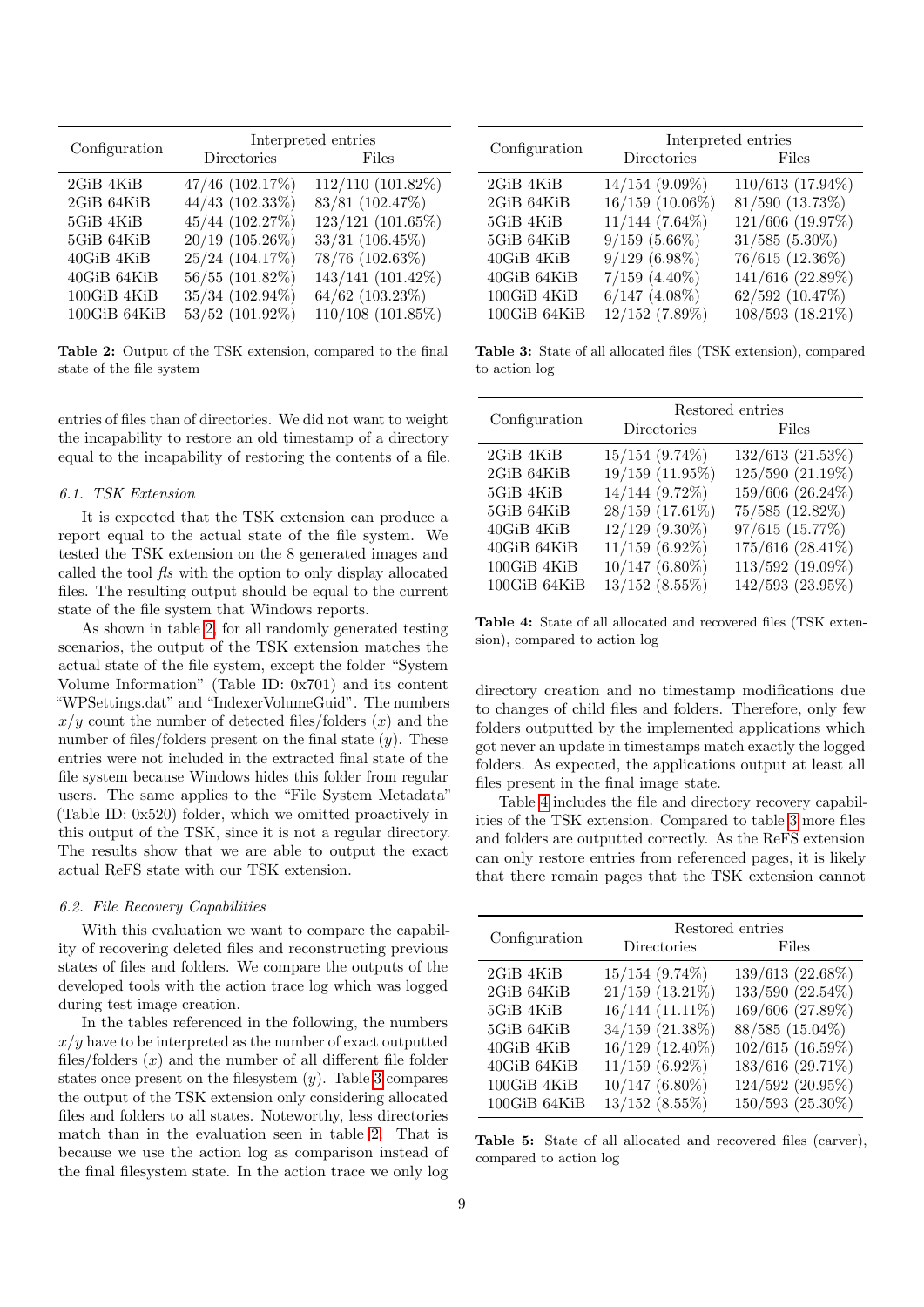| Configuration | Interpreted entries | |
|---|---|---|
| | Directories | Files |
| 2GiB 4KiB | 47/46 (102.17%) | 112/110 (101.82%) |
| 2GiB 64KiB | 44/43 (102.33%) | 83/81 (102.47%) |
| 5GiB 4KiB | 45/44 (102.27%) | 123/121 (101.65%) |
| 5GiB 64KiB | 20/19 (105.26%) | 33/31 (106.45%) |
| 40GiB 4KiB | 25/24 (104.17%) | 78/76 (102.63%) |
| 40GiB 64KiB | 56/55 (101.82%) | 143/141 (101.42%) |
| 100GiB 4KiB | 35/34 (102.94%) | 64/62 (103.23%) |
| 100GiB 64KiB | 53/52 (101.92%) | 110/108 (101.85%) |

**Table 2:** Output of the TSK extension, compared to the final state of the file system

entries of files than of directories. We did not want to weight the incapability to restore an old timestamp of a directory equal to the incapability of restoring the contents of a file.

### 6.1. TSK Extension

It is expected that the TSK extension can produce a report equal to the actual state of the file system. We tested the TSK extension on the 8 generated images and called the tool *fls* with the option to only display allocated files. The resulting output should be equal to the current state of the file system that Windows reports.

As shown in table 2, for all randomly generated testing scenarios, the output of the TSK extension matches the actual state of the file system, except the folder "System Volume Information" (Table ID: 0x701) and its content "WPSettings.dat" and "IndexerVolumeGuid". The numbers $x/y$ count the number of detected files/folders ($x$) and the number of files/folders present on the final state ($y$). These entries were not included in the extracted final state of the file system because Windows hides this folder from regular users. The same applies to the "File System Metadata" (Table ID: 0x520) folder, which we omitted proactively in this output of the TSK, since it is not a regular directory. The results show that we are able to output the exact actual ReFS state with our TSK extension.

### 6.2. File Recovery Capabilities

With this evaluation we want to compare the capability of recovering deleted files and reconstructing previous states of files and folders. We compare the outputs of the developed tools with the action trace log which was logged during test image creation.

In the tables referenced in the following, the numbers $x/y$ have to be interpreted as the number of exact outputted files/folders ($x$) and the number of all different file folder states once present on the filesystem ($y$). Table 3 compares the output of the TSK extension only considering allocated files and folders to all states. Noteworthy, less directories match than in the evaluation seen in table 2. That is because we use the action log as comparison instead of the final filesystem state. In the action trace we only log directory creation and no timestamp modifications due to changes of child files and folders. Therefore, only few folders outputted by the implemented applications which got never an update in timestamps match exactly the logged folders. As expected, the applications output at least all files present in the final image state.

| Configuration | Interpreted entries | |
|---|---|---|
| | Directories | Files |
| 2GiB 4KiB | 14/154 (9.09%) | 110/613 (17.94%) |
| 2GiB 64KiB | 16/159 (10.06%) | 81/590 (13.73%) |
| 5GiB 4KiB | 11/144 (7.64%) | 121/606 (19.97%) |
| 5GiB 64KiB | 9/159 (5.66%) | 31/585 (5.30%) |
| 40GiB 4KiB | 9/129 (6.98%) | 76/615 (12.36%) |
| 40GiB 64KiB | 7/159 (4.40%) | 141/616 (22.89%) |
| 100GiB 4KiB | 6/147 (4.08%) | 62/592 (10.47%) |
| 100GiB 64KiB | 12/152 (7.89%) | 108/593 (18.21%) |

**Table 3:** State of all allocated files (TSK extension), compared to action log

| Configuration | Restored entries | |
|---|---|---|
| | Directories | Files |
| 2GiB 4KiB | 15/154 (9.74%) | 132/613 (21.53%) |
| 2GiB 64KiB | 19/159 (11.95%) | 125/590 (21.19%) |
| 5GiB 4KiB | 14/144 (9.72%) | 159/606 (26.24%) |
| 5GiB 64KiB | 28/159 (17.61%) | 75/585 (12.82%) |
| 40GiB 4KiB | 12/129 (9.30%) | 97/615 (15.77%) |
| 40GiB 64KiB | 11/159 (6.92%) | 175/616 (28.41%) |
| 100GiB 4KiB | 10/147 (6.80%) | 113/592 (19.09%) |
| 100GiB 64KiB | 13/152 (8.55%) | 142/593 (23.95%) |

**Table 4:** State of all allocated and recovered files (TSK extension), compared to action log

Table 4 includes the file and directory recovery capabilities of the TSK extension. Compared to table 3 more files and folders are outputted correctly. As the ReFS extension can only restore entries from referenced pages, it is likely that there remain pages that the TSK extension cannot

| Configuration | Restored entries | |
|---|---|---|
| | Directories | Files |
| 2GiB 4KiB | 15/154 (9.74%) | 139/613 (22.68%) |
| 2GiB 64KiB | 21/159 (13.21%) | 133/590 (22.54%) |
| 5GiB 4KiB | 16/144 (11.11%) | 169/606 (27.89%) |
| 5GiB 64KiB | 34/159 (21.38%) | 88/585 (15.04%) |
| 40GiB 4KiB | 16/129 (12.40%) | 102/615 (16.59%) |
| 40GiB 64KiB | 11/159 (6.92%) | 183/616 (29.71%) |
| 100GiB 4KiB | 10/147 (6.80%) | 124/592 (20.95%) |
| 100GiB 64KiB | 13/152 (8.55%) | 150/593 (25.30%) |

**Table 5:** State of all allocated and recovered files (carver), compared to action log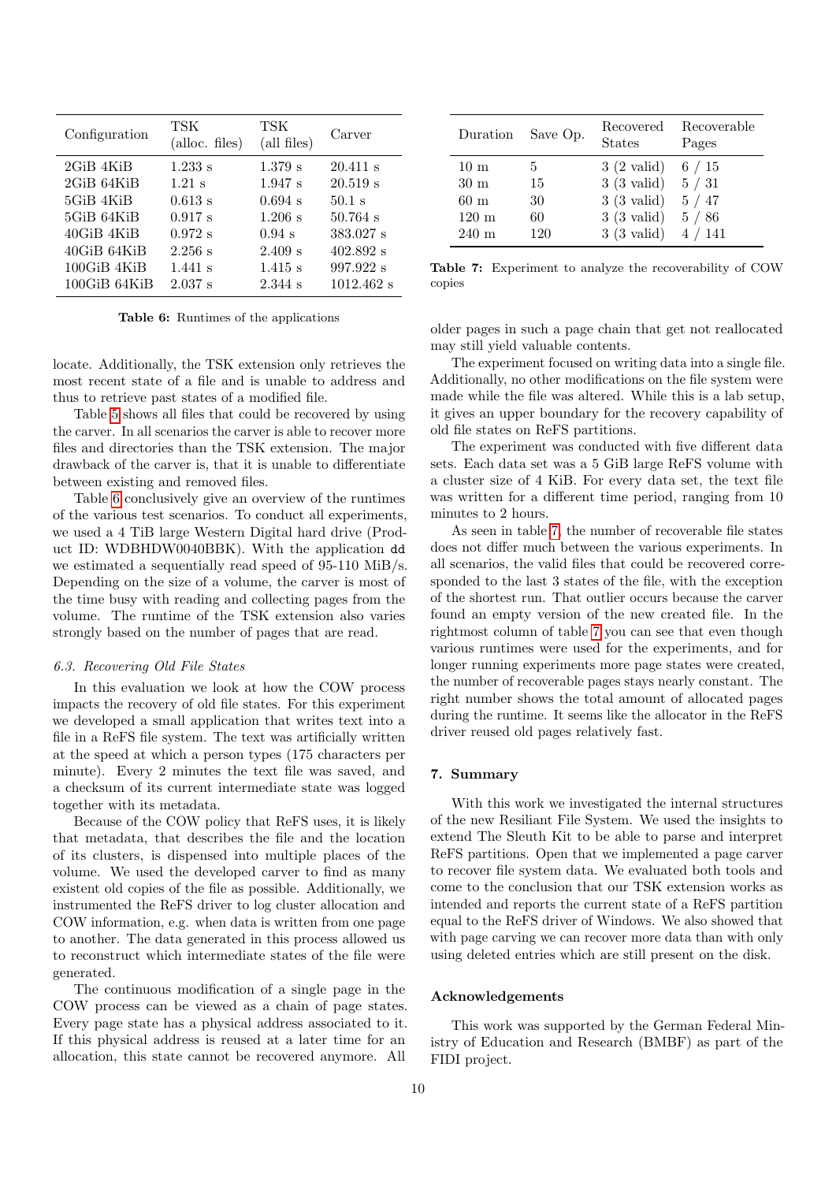| Configuration | TSK (alloc. files) | TSK (all files) | Carver |
|---|---|---|---|
| 2GiB 4KiB | 1.233 s | 1.379 s | 20.411 s |
| 2GiB 64KiB | 1.21 s | 1.947 s | 20.519 s |
| 5GiB 4KiB | 0.613 s | 0.694 s | 50.1 s |
| 5GiB 64KiB | 0.917 s | 1.206 s | 50.764 s |
| 40GiB 4KiB | 0.972 s | 0.94 s | 383.027 s |
| 40GiB 64KiB | 2.256 s | 2.409 s | 402.892 s |
| 100GiB 4KiB | 1.441 s | 1.415 s | 997.922 s |
| 100GiB 64KiB | 2.037 s | 2.344 s | 1012.462 s |

**Table 6:** Runtimes of the applications

locate. Additionally, the TSK extension only retrieves the most recent state of a file and is unable to address and thus to retrieve past states of a modified file.

Table 5 shows all files that could be recovered by using the carver. In all scenarios the carver is able to recover more files and directories than the TSK extension. The major drawback of the carver is, that it is unable to differentiate between existing and removed files.

Table 6 conclusively give an overview of the runtimes of the various test scenarios. To conduct all experiments, we used a 4 TiB large Western Digital hard drive (Product ID: WDBHDW0040BBK). With the application dd we estimated a sequentially read speed of 95-110 MiB/s. Depending on the size of a volume, the carver is most of the time busy with reading and collecting pages from the volume. The runtime of the TSK extension also varies strongly based on the number of pages that are read.

### 6.3. Recovering Old File States

In this evaluation we look at how the COW process impacts the recovery of old file states. For this experiment we developed a small application that writes text into a file in a ReFS file system. The text was artificially written at the speed at which a person types (175 characters per minute). Every 2 minutes the text file was saved, and a checksum of its current intermediate state was logged together with its metadata.

Because of the COW policy that ReFS uses, it is likely that metadata, that describes the file and the location of its clusters, is dispensed into multiple places of the volume. We used the developed carver to find as many existent old copies of the file as possible. Additionally, we instrumented the ReFS driver to log cluster allocation and COW information, e.g. when data is written from one page to another. The data generated in this process allowed us to reconstruct which intermediate states of the file were generated.

The continuous modification of a single page in the COW process can be viewed as a chain of page states. Every page state has a physical address associated to it. If this physical address is reused at a later time for an allocation, this state cannot be recovered anymore. All older pages in such a page chain that get not reallocated may still yield valuable contents.

| Duration | Save Op. | Recovered States | Recoverable Pages |
|---|---|---|---|
| 10 m | 5 | 3 (2 valid) | 6 / 15 |
| 30 m | 15 | 3 (3 valid) | 5 / 31 |
| 60 m | 30 | 3 (3 valid) | 5 / 47 |
| 120 m | 60 | 3 (3 valid) | 5 / 86 |
| 240 m | 120 | 3 (3 valid) | 4 / 141 |

**Table 7:** Experiment to analyze the recoverability of COW copies

The experiment focused on writing data into a single file. Additionally, no other modifications on the file system were made while the file was altered. While this is a lab setup, it gives an upper boundary for the recovery capability of old file states on ReFS partitions.

The experiment was conducted with five different data sets. Each data set was a 5 GiB large ReFS volume with a cluster size of 4 KiB. For every data set, the text file was written for a different time period, ranging from 10 minutes to 2 hours.

As seen in table 7, the number of recoverable file states does not differ much between the various experiments. In all scenarios, the valid files that could be recovered corresponded to the last 3 states of the file, with the exception of the shortest run. That outlier occurs because the carver found an empty version of the new created file. In the rightmost column of table 7 you can see that even though various runtimes were used for the experiments, and for longer running experiments more page states were created, the number of recoverable pages stays nearly constant. The right number shows the total amount of allocated pages during the runtime. It seems like the allocator in the ReFS driver reused old pages relatively fast.

## 7. Summary

With this work we investigated the internal structures of the new Resiliant File System. We used the insights to extend The Sleuth Kit to be able to parse and interpret ReFS partitions. Open that we implemented a page carver to recover file system data. We evaluated both tools and come to the conclusion that our TSK extension works as intended and reports the current state of a ReFS partition equal to the ReFS driver of Windows. We also showed that with page carving we can recover more data than with only using deleted entries which are still present on the disk.

## Acknowledgements

This work was supported by the German Federal Ministry of Education and Research (BMBF) as part of the FIDI project.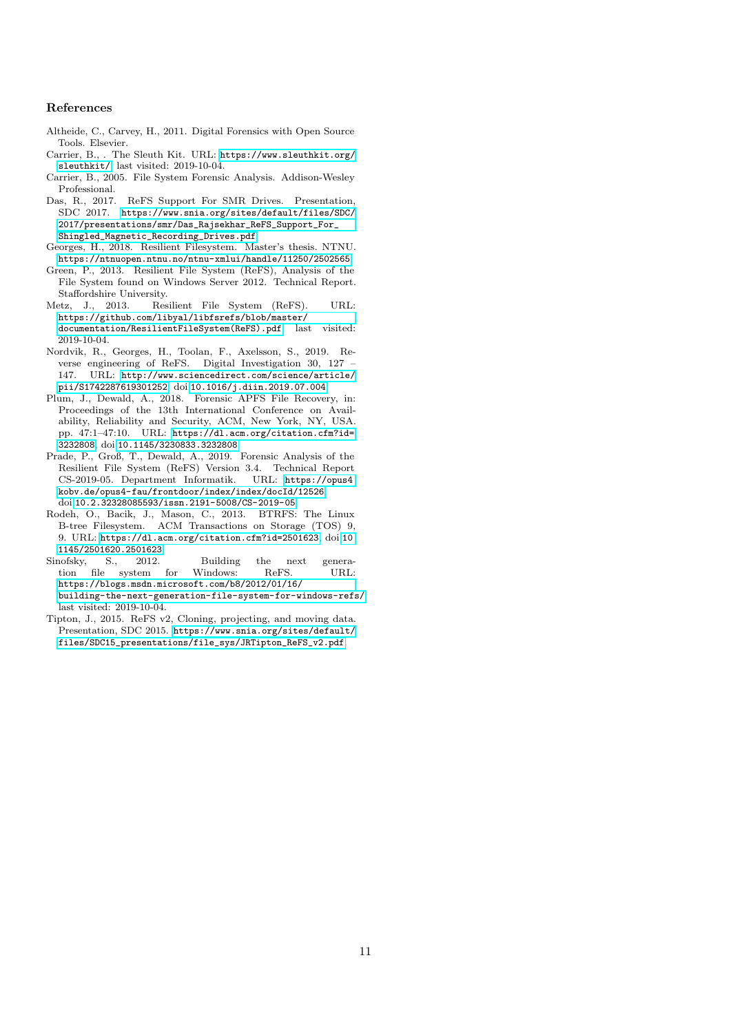## References

Altheide, C., Carvey, H., 2011. Digital Forensics with Open Source Tools. Elsevier.

Carrier, B., . The Sleuth Kit. URL: https://www.sleuthkit.org/sleuthkit/. last visited: 2019-10-04.

Carrier, B., 2005. File System Forensic Analysis. Addison-Wesley Professional.

Das, R., 2017. ReFS Support For SMR Drives. Presentation, SDC 2017. https://www.snia.org/sites/default/files/SDC/2017/presentations/smr/Das_Rajsekhar_ReFS_Support_For_Shingled_Magnetic_Recording_Drives.pdf.

Georges, H., 2018. Resilient Filesystem. Master's thesis. NTNU. https://ntnuopen.ntnu.no/ntnu-xmlui/handle/11250/2502565.

Green, P., 2013. Resilient File System (ReFS), Analysis of the File System found on Windows Server 2012. Technical Report. Staffordshire University.

Metz, J., 2013. Resilient File System (ReFS). URL: https://github.com/libyal/libfsrefs/blob/master/documentation/ResilientFileSystem(ReFS).pdf. last visited: 2019-10-04.

Nordvik, R., Georges, H., Toolan, F., Axelsson, S., 2019. Reverse engineering of ReFS. Digital Investigation 30, 127 – 147. URL: http://www.sciencedirect.com/science/article/pii/S1742287619301252, doi:10.1016/j.diin.2019.07.004.

Plum, J., Dewald, A., 2018. Forensic APFS File Recovery, in: Proceedings of the 13th International Conference on Availability, Reliability and Security, ACM, New York, NY, USA. pp. 47:1–47:10. URL: https://dl.acm.org/citation.cfm?id=3232808, doi:10.1145/3230833.3232808.

Prade, P., Groß, T., Dewald, A., 2019. Forensic Analysis of the Resilient File System (ReFS) Version 3.4. Technical Report CS-2019-05. Department Informatik. URL: https://opus4.kobv.de/opus4-fau/frontdoor/index/index/docId/12526, doi:10.2.32328085593/issn.2191-5008/CS-2019-05.

Rodeh, O., Bacik, J., Mason, C., 2013. BTRFS: The Linux B-tree Filesystem. ACM Transactions on Storage (TOS) 9, 9. URL: https://dl.acm.org/citation.cfm?id=2501623, doi:10.1145/2501620.2501623.

Sinofsky, S., 2012. Building the next generation file system for Windows: ReFS. URL: https://blogs.msdn.microsoft.com/b8/2012/01/16/building-the-next-generation-file-system-for-windows-refs/. last visited: 2019-10-04.

Tipton, J., 2015. ReFS v2, Cloning, projecting, and moving data. Presentation, SDC 2015. https://www.snia.org/sites/default/files/SDC15_presentations/file_sys/JRTipton_ReFS_v2.pdf.